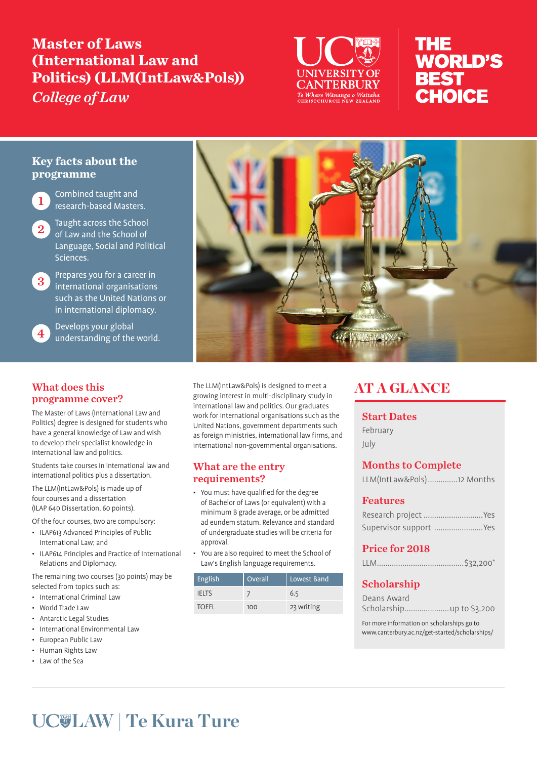# Master of Laws (International Law and Politics) (LLM(IntLaw&Pols))

*College of Law*

UC UNIVERSITY OF CANTERBURY
*Te Whare Wānanga o Waitaha*
CHRISTCHURCH NEW ZEALAND

THE WORLD'S BEST CHOICE

## Key facts about the programme

1. Combined taught and research-based Masters.
2. Taught across the School of Law and the School of Language, Social and Political Sciences.
3. Prepares you for a career in international organisations such as the United Nations or in international diplomacy.
4. Develops your global understanding of the world.

## What does this programme cover?

The Master of Laws (International Law and Politics) degree is designed for students who have a general knowledge of Law and wish to develop their specialist knowledge in international law and politics.

Students take courses in international law and international politics plus a dissertation.

The LLM(IntLaw&Pols) is made up of four courses and a dissertation (ILAP 640 Dissertation, 60 points).

Of the four courses, two are compulsory:

- ILAP613 Advanced Principles of Public International Law; and
- ILAP614 Principles and Practice of International Relations and Diplomacy.

The remaining two courses (30 points) may be selected from topics such as:

- International Criminal Law
- World Trade Law
- Antarctic Legal Studies
- International Environmental Law
- European Public Law
- Human Rights Law
- Law of the Sea

The LLM(IntLaw&Pols) is designed to meet a growing interest in multi-disciplinary study in international law and politics. Our graduates work for international organisations such as the United Nations, government departments such as foreign ministries, international law firms, and international non-governmental organisations.

## What are the entry requirements?

- You must have qualified for the degree of Bachelor of Laws (or equivalent) with a minimum B grade average, or be admitted ad eundem statum. Relevance and standard of undergraduate studies will be criteria for approval.
- You are also required to meet the School of Law's English language requirements.

| English | Overall | Lowest Band |
|---|---|---|
| IELTS | 7 | 6.5 |
| TOEFL | 100 | 23 writing |

## AT A GLANCE

### Start Dates

February
July

### Months to Complete

LLM(IntLaw&Pols)..............12 Months

### Features

Research project ............................Yes
Supervisor support .......................Yes

### Price for 2018

LLM.........................................$32,200*

### Scholarship

Deans Award Scholarship.....................up to $3,200

For more information on scholarships go to www.canterbury.ac.nz/get-started/scholarships/

UC LAW | Te Kura Ture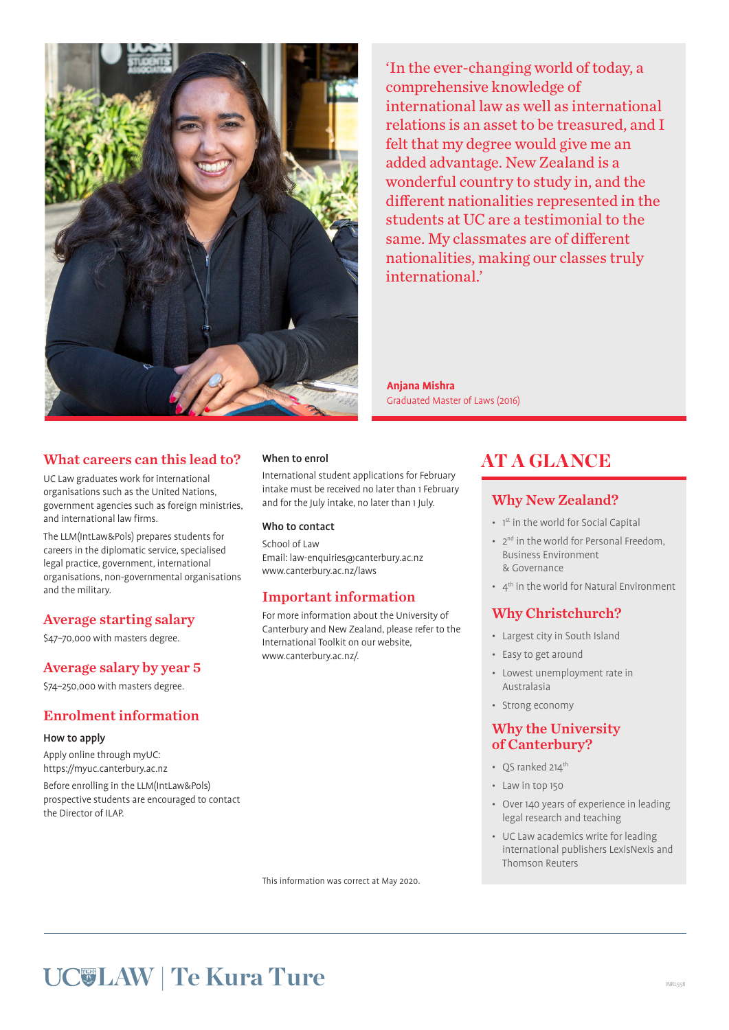'In the ever-changing world of today, a comprehensive knowledge of international law as well as international relations is an asset to be treasured, and I felt that my degree would give me an added advantage. New Zealand is a wonderful country to study in, and the different nationalities represented in the students at UC are a testimonial to the same. My classmates are of different nationalities, making our classes truly international.'

**Anjana Mishra**
Graduated Master of Laws (2016)

## What careers can this lead to?

UC Law graduates work for international organisations such as the United Nations, government agencies such as foreign ministries, and international law firms.

The LLM(IntLaw&Pols) prepares students for careers in the diplomatic service, specialised legal practice, government, international organisations, non-governmental organisations and the military.

## Average starting salary

$47–70,000 with masters degree.

## Average salary by year 5

$74–250,000 with masters degree.

## Enrolment information

### How to apply

Apply online through myUC:
https://myuc.canterbury.ac.nz

Before enrolling in the LLM(IntLaw&Pols) prospective students are encouraged to contact the Director of ILAP.

### When to enrol

International student applications for February intake must be received no later than 1 February and for the July intake, no later than 1 July.

### Who to contact

School of Law
Email: law-enquiries@canterbury.ac.nz
www.canterbury.ac.nz/laws

## Important information

For more information about the University of Canterbury and New Zealand, please refer to the International Toolkit on our website, www.canterbury.ac.nz/.

This information was correct at May 2020.

# AT A GLANCE

## Why New Zealand?

- 1st in the world for Social Capital
- 2nd in the world for Personal Freedom, Business Environment & Governance
- 4th in the world for Natural Environment

## Why Christchurch?

- Largest city in South Island
- Easy to get around
- Lowest unemployment rate in Australasia
- Strong economy

## Why the University of Canterbury?

- QS ranked 214th
- Law in top 150
- Over 140 years of experience in leading legal research and teaching
- UC Law academics write for leading international publishers LexisNexis and Thomson Reuters

UC LAW | Te Kura Ture